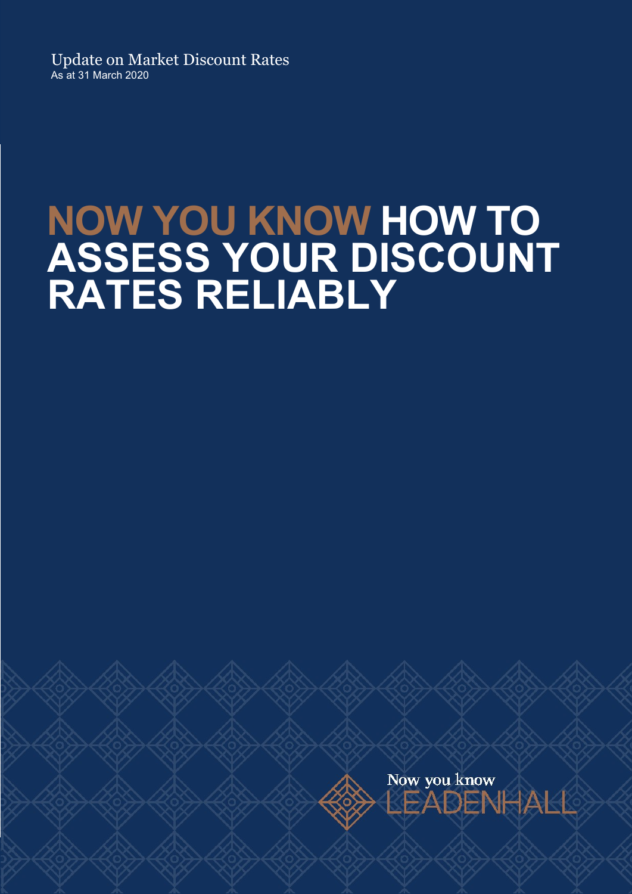Update on Market Discount Rates

As at 31 March 2020

# NOW YOU KNOW HOW TO ASSESS YOUR DISCOUNT RATES RELIABLY

Now you know

LEADENHALL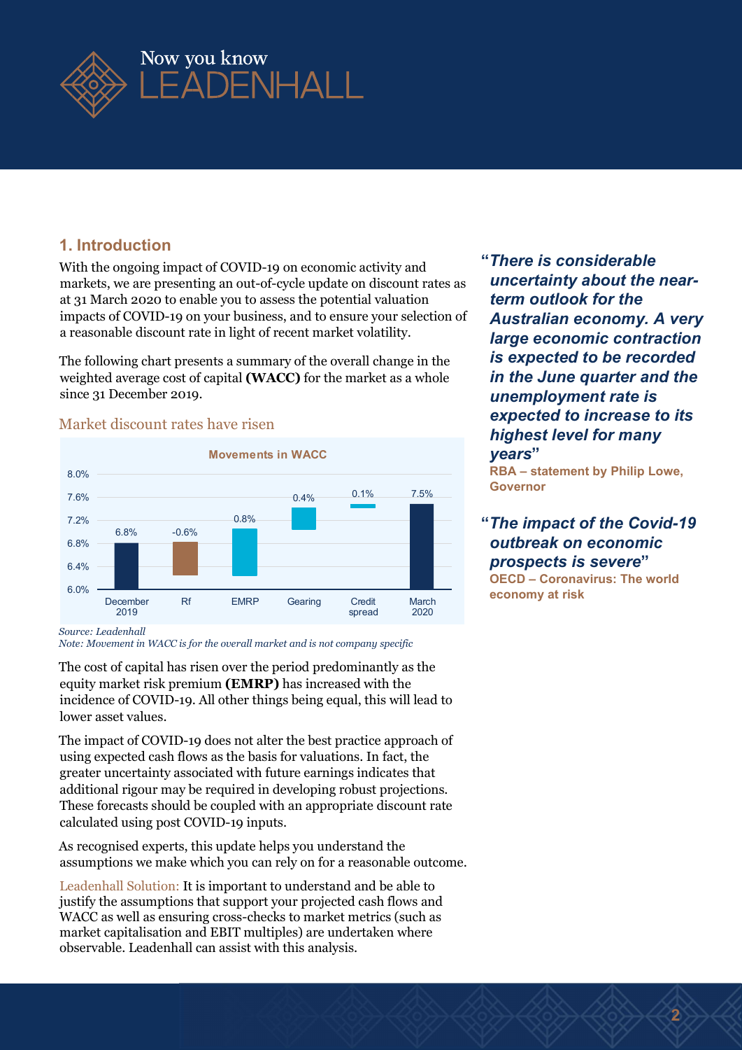## 1. Introduction

With the ongoing impact of COVID-19 on economic activity and markets, we are presenting an out-of-cycle update on discount rates as at 31 March 2020 to enable you to assess the potential valuation impacts of COVID-19 on your business, and to ensure your selection of a reasonable discount rate in light of recent market volatility.

The following chart presents a summary of the overall change in the weighted average cost of capital **(WACC)** for the market as a whole since 31 December 2019.

### Market discount rates have risen

**Movements in WACC**

| December 2019 | Rf | EMRP | Gearing | Credit spread | March 2020 |
|---|---|---|---|---|---|
| 6.8% | -0.6% | 0.8% | 0.4% | 0.1% | 7.5% |

*Source: Leadenhall*
*Note: Movement in WACC is for the overall market and is not company specific*

The cost of capital has risen over the period predominantly as the equity market risk premium **(EMRP)** has increased with the incidence of COVID-19. All other things being equal, this will lead to lower asset values.

The impact of COVID-19 does not alter the best practice approach of using expected cash flows as the basis for valuations. In fact, the greater uncertainty associated with future earnings indicates that additional rigour may be required in developing robust projections. These forecasts should be coupled with an appropriate discount rate calculated using post COVID-19 inputs.

As recognised experts, this update helps you understand the assumptions we make which you can rely on for a reasonable outcome.

Leadenhall Solution: It is important to understand and be able to justify the assumptions that support your projected cash flows and WACC as well as ensuring cross-checks to market metrics (such as market capitalisation and EBIT multiples) are undertaken where observable. Leadenhall can assist with this analysis.

> "***There is considerable uncertainty about the near-term outlook for the Australian economy. A very large economic contraction is expected to be recorded in the June quarter and the unemployment rate is expected to increase to its highest level for many years***"
> **RBA – statement by Philip Lowe, Governor**

> "***The impact of the Covid-19 outbreak on economic prospects is severe***"
> **OECD – Coronavirus: The world economy at risk**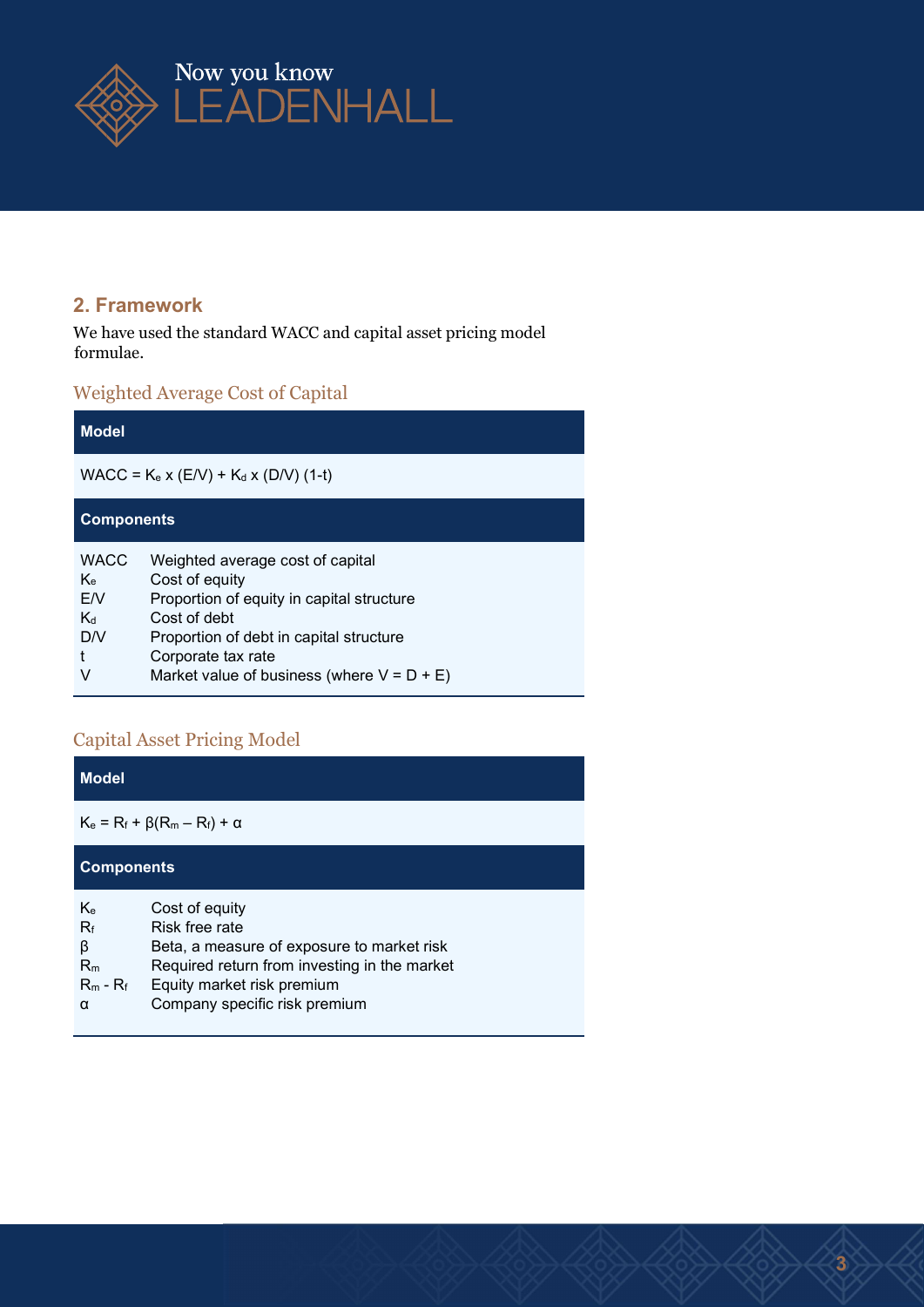## 2. Framework

We have used the standard WACC and capital asset pricing model formulae.

### Weighted Average Cost of Capital

**Model**

$$WACC = K_e \times (E/V) + K_d \times (D/V)(1-t)$$

**Components**

| | |
|---|---|
| WACC | Weighted average cost of capital |
| $K_e$ | Cost of equity |
| E/V | Proportion of equity in capital structure |
| $K_d$ | Cost of debt |
| D/V | Proportion of debt in capital structure |
| t | Corporate tax rate |
| V | Market value of business (where V = D + E) |

### Capital Asset Pricing Model

**Model**

$$K_e = R_f + \beta(R_m - R_f) + \alpha$$

**Components**

| | |
|---|---|
| $K_e$ | Cost of equity |
| $R_f$ | Risk free rate |
| $\beta$ | Beta, a measure of exposure to market risk |
| $R_m$ | Required return from investing in the market |
| $R_m - R_f$ | Equity market risk premium |
| $\alpha$ | Company specific risk premium |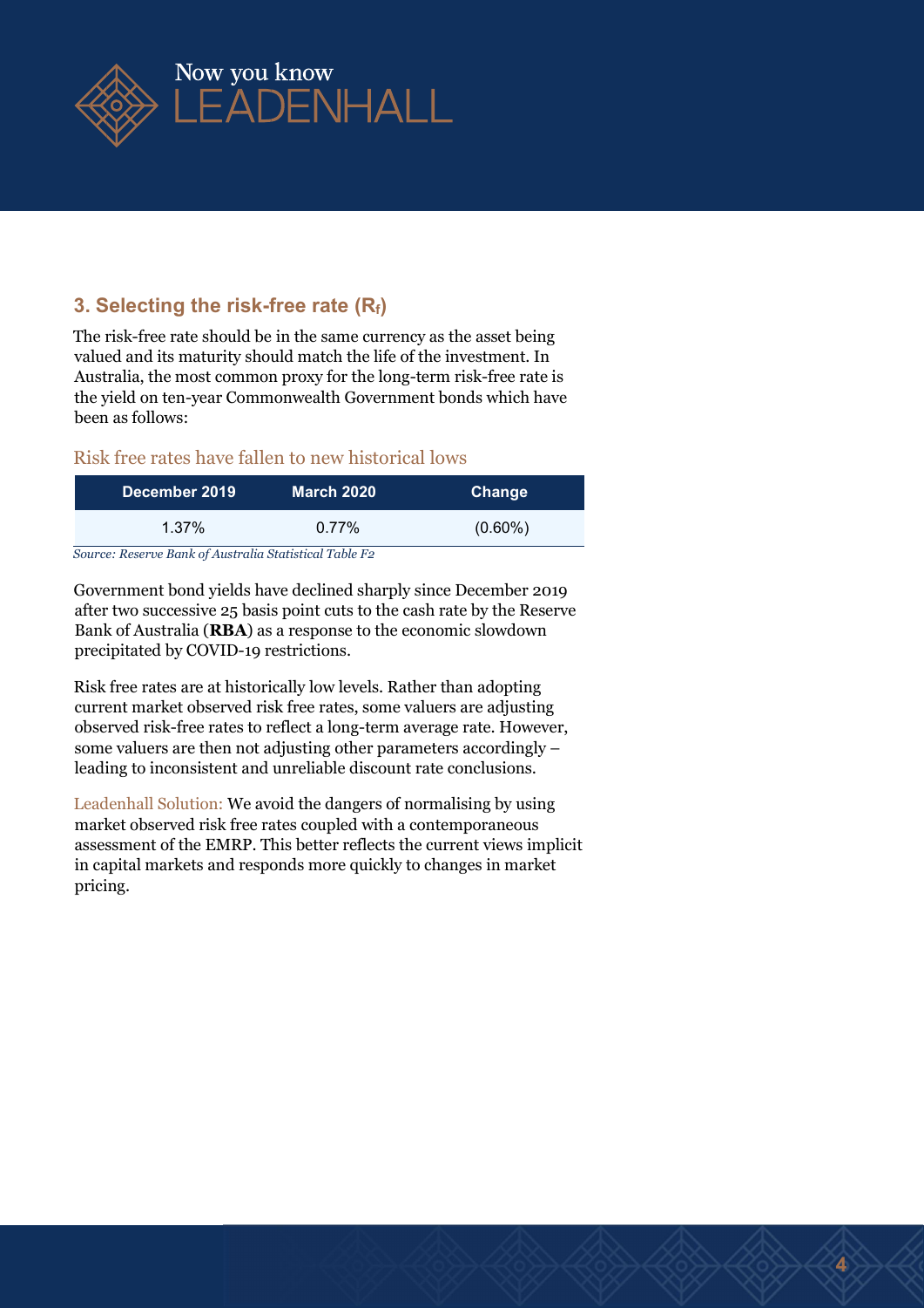## 3. Selecting the risk-free rate ($R_f$)

The risk-free rate should be in the same currency as the asset being valued and its maturity should match the life of the investment. In Australia, the most common proxy for the long-term risk-free rate is the yield on ten-year Commonwealth Government bonds which have been as follows:

### Risk free rates have fallen to new historical lows

| December 2019 | March 2020 | Change |
|---|---|---|
| 1.37% | 0.77% | (0.60%) |

*Source: Reserve Bank of Australia Statistical Table F2*

Government bond yields have declined sharply since December 2019 after two successive 25 basis point cuts to the cash rate by the Reserve Bank of Australia (**RBA**) as a response to the economic slowdown precipitated by COVID-19 restrictions.

Risk free rates are at historically low levels. Rather than adopting current market observed risk free rates, some valuers are adjusting observed risk-free rates to reflect a long-term average rate. However, some valuers are then not adjusting other parameters accordingly – leading to inconsistent and unreliable discount rate conclusions.

Leadenhall Solution: We avoid the dangers of normalising by using market observed risk free rates coupled with a contemporaneous assessment of the EMRP. This better reflects the current views implicit in capital markets and responds more quickly to changes in market pricing.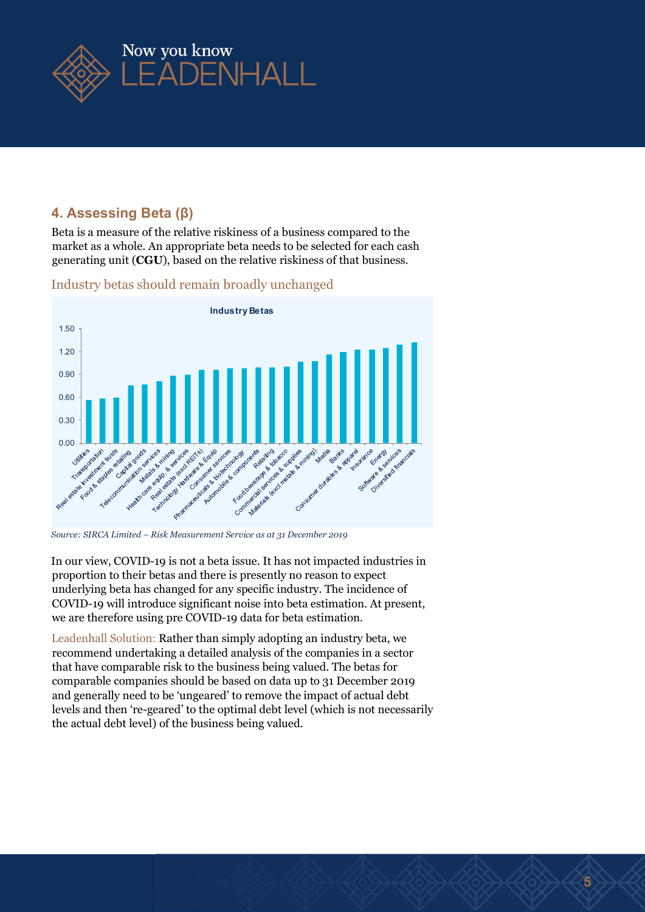## 4. Assessing Beta (β)

Beta is a measure of the relative riskiness of a business compared to the market as a whole. An appropriate beta needs to be selected for each cash generating unit (**CGU**), based on the relative riskiness of that business.

### Industry betas should remain broadly unchanged

*Source: SIRCA Limited – Risk Measurement Service as at 31 December 2019*

In our view, COVID-19 is not a beta issue. It has not impacted industries in proportion to their betas and there is presently no reason to expect underlying beta has changed for any specific industry. The incidence of COVID-19 will introduce significant noise into beta estimation. At present, we are therefore using pre COVID-19 data for beta estimation.

Leadenhall Solution: Rather than simply adopting an industry beta, we recommend undertaking a detailed analysis of the companies in a sector that have comparable risk to the business being valued. The betas for comparable companies should be based on data up to 31 December 2019 and generally need to be 'ungeared' to remove the impact of actual debt levels and then 're-geared' to the optimal debt level (which is not necessarily the actual debt level) of the business being valued.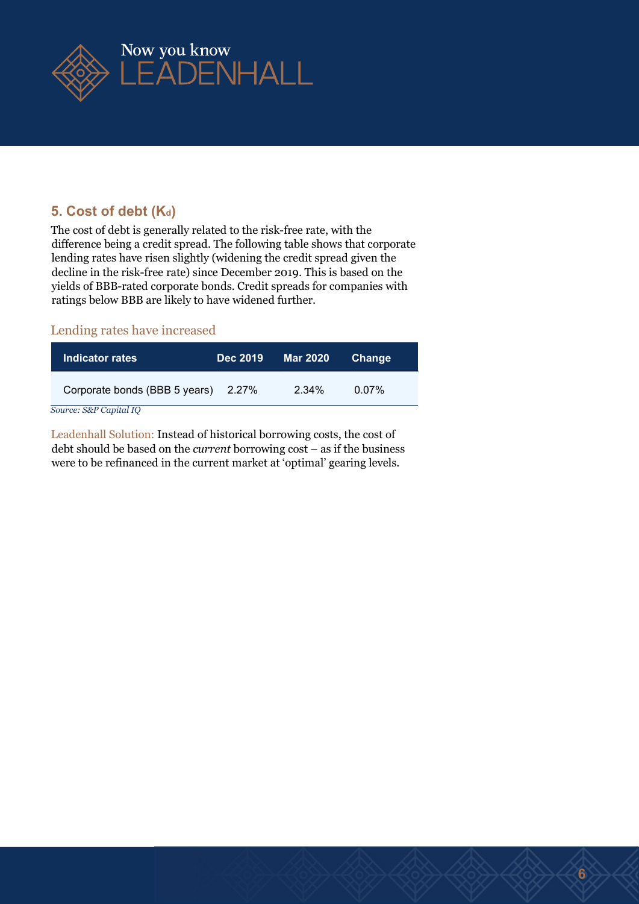## 5. Cost of debt ($K_d$)

The cost of debt is generally related to the risk-free rate, with the difference being a credit spread. The following table shows that corporate lending rates have risen slightly (widening the credit spread given the decline in the risk-free rate) since December 2019. This is based on the yields of BBB-rated corporate bonds. Credit spreads for companies with ratings below BBB are likely to have widened further.

### Lending rates have increased

| Indicator rates | Dec 2019 | Mar 2020 | Change |
| --- | --- | --- | --- |
| Corporate bonds (BBB 5 years) | 2.27% | 2.34% | 0.07% |

*Source: S&P Capital IQ*

Leadenhall Solution: Instead of historical borrowing costs, the cost of debt should be based on the *current* borrowing cost – as if the business were to be refinanced in the current market at 'optimal' gearing levels.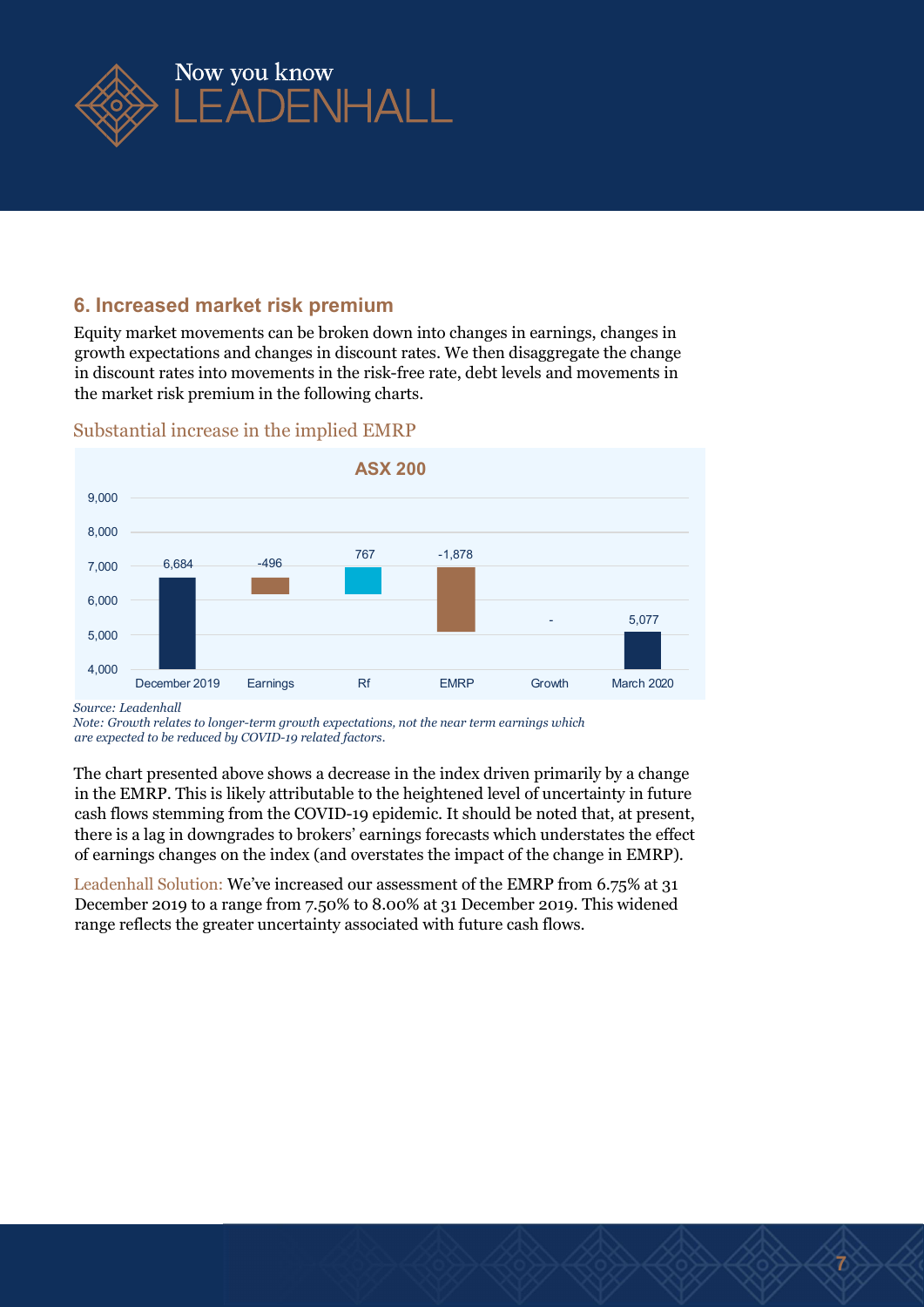## 6. Increased market risk premium

Equity market movements can be broken down into changes in earnings, changes in growth expectations and changes in discount rates. We then disaggregate the change in discount rates into movements in the risk-free rate, debt levels and movements in the market risk premium in the following charts.

### Substantial increase in the implied EMRP

**ASX 200**

| | December 2019 | Earnings | Rf | EMRP | Growth | March 2020 |
|---|---|---|---|---|---|---|
| ASX 200 | 6,684 | -496 | 767 | -1,878 | - | 5,077 |

*Source: Leadenhall*
*Note: Growth relates to longer-term growth expectations, not the near term earnings which are expected to be reduced by COVID-19 related factors.*

The chart presented above shows a decrease in the index driven primarily by a change in the EMRP. This is likely attributable to the heightened level of uncertainty in future cash flows stemming from the COVID-19 epidemic. It should be noted that, at present, there is a lag in downgrades to brokers' earnings forecasts which understates the effect of earnings changes on the index (and overstates the impact of the change in EMRP).

Leadenhall Solution: We've increased our assessment of the EMRP from 6.75% at 31 December 2019 to a range from 7.50% to 8.00% at 31 December 2019. This widened range reflects the greater uncertainty associated with future cash flows.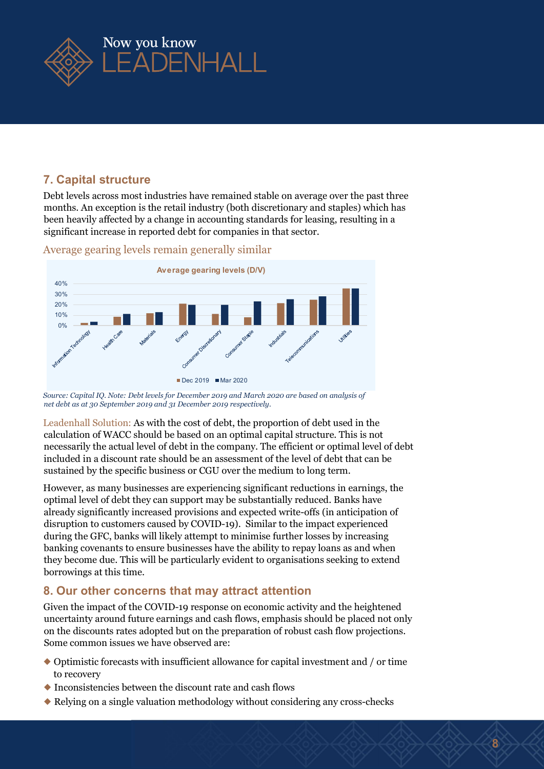## 7. Capital structure

Debt levels across most industries have remained stable on average over the past three months. An exception is the retail industry (both discretionary and staples) which has been heavily affected by a change in accounting standards for leasing, resulting in a significant increase in reported debt for companies in that sector.

Average gearing levels remain generally similar

Average gearing levels (D/V)

*Source: Capital IQ. Note: Debt levels for December 2019 and March 2020 are based on analysis of net debt as at 30 September 2019 and 31 December 2019 respectively.*

Leadenhall Solution: As with the cost of debt, the proportion of debt used in the calculation of WACC should be based on an optimal capital structure. This is not necessarily the actual level of debt in the company. The efficient or optimal level of debt included in a discount rate should be an assessment of the level of debt that can be sustained by the specific business or CGU over the medium to long term.

However, as many businesses are experiencing significant reductions in earnings, the optimal level of debt they can support may be substantially reduced. Banks have already significantly increased provisions and expected write-offs (in anticipation of disruption to customers caused by COVID-19). Similar to the impact experienced during the GFC, banks will likely attempt to minimise further losses by increasing banking covenants to ensure businesses have the ability to repay loans as and when they become due. This will be particularly evident to organisations seeking to extend borrowings at this time.

## 8. Our other concerns that may attract attention

Given the impact of the COVID-19 response on economic activity and the heightened uncertainty around future earnings and cash flows, emphasis should be placed not only on the discounts rates adopted but on the preparation of robust cash flow projections. Some common issues we have observed are:

- Optimistic forecasts with insufficient allowance for capital investment and / or time to recovery
- Inconsistencies between the discount rate and cash flows
- Relying on a single valuation methodology without considering any cross-checks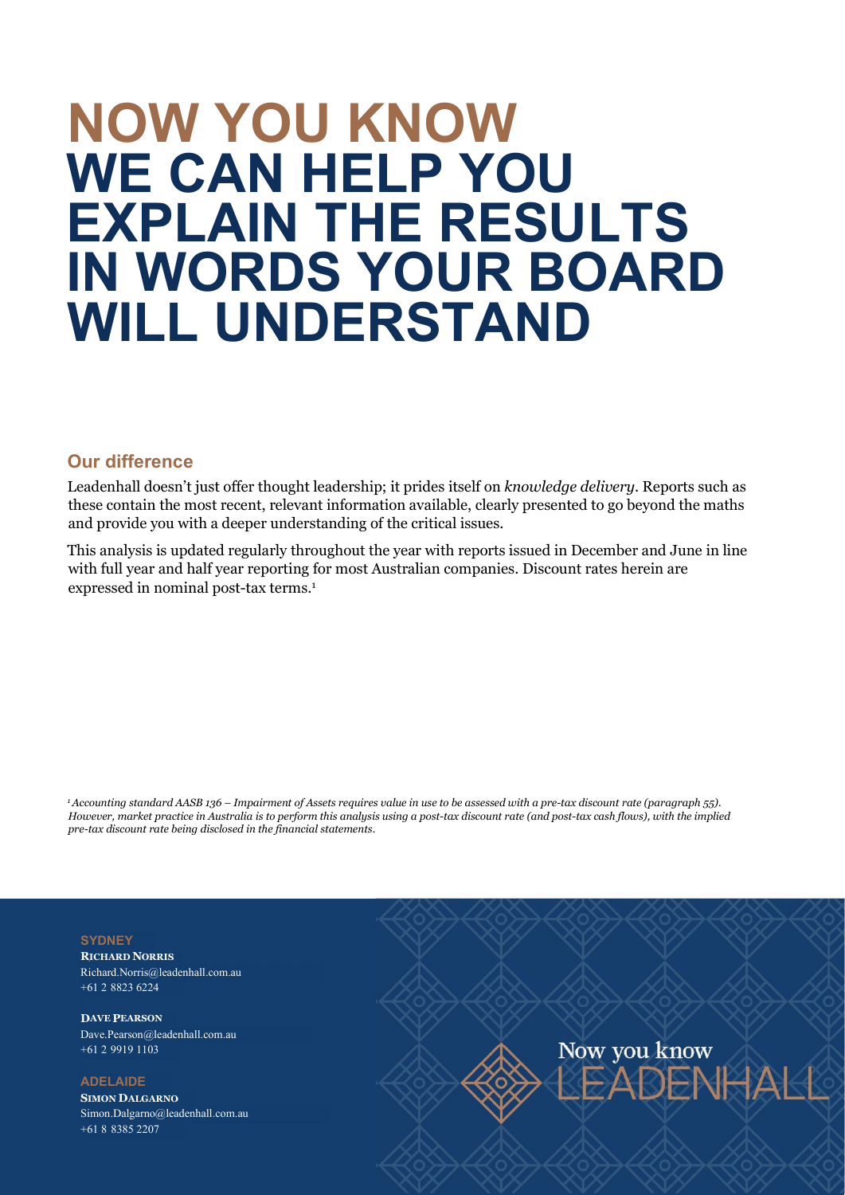# NOW YOU KNOW WE CAN HELP YOU EXPLAIN THE RESULTS IN WORDS YOUR BOARD WILL UNDERSTAND

## Our difference

Leadenhall doesn't just offer thought leadership; it prides itself on *knowledge delivery*. Reports such as these contain the most recent, relevant information available, clearly presented to go beyond the maths and provide you with a deeper understanding of the critical issues.

This analysis is updated regularly throughout the year with reports issued in December and June in line with full year and half year reporting for most Australian companies. Discount rates herein are expressed in nominal post-tax terms.[1]

*[1] Accounting standard AASB 136 – Impairment of Assets requires value in use to be assessed with a pre-tax discount rate (paragraph 55). However, market practice in Australia is to perform this analysis using a post-tax discount rate (and post-tax cash flows), with the implied pre-tax discount rate being disclosed in the financial statements.*

**SYDNEY**

**RICHARD NORRIS**
Richard.Norris@leadenhall.com.au
+61 2 8823 6224

**DAVE PEARSON**
Dave.Pearson@leadenhall.com.au
+61 2 9919 1103

**ADELAIDE**

**SIMON DALGARNO**
Simon.Dalgarno@leadenhall.com.au
+61 8 8385 2207

Now you know
LEADENHALL